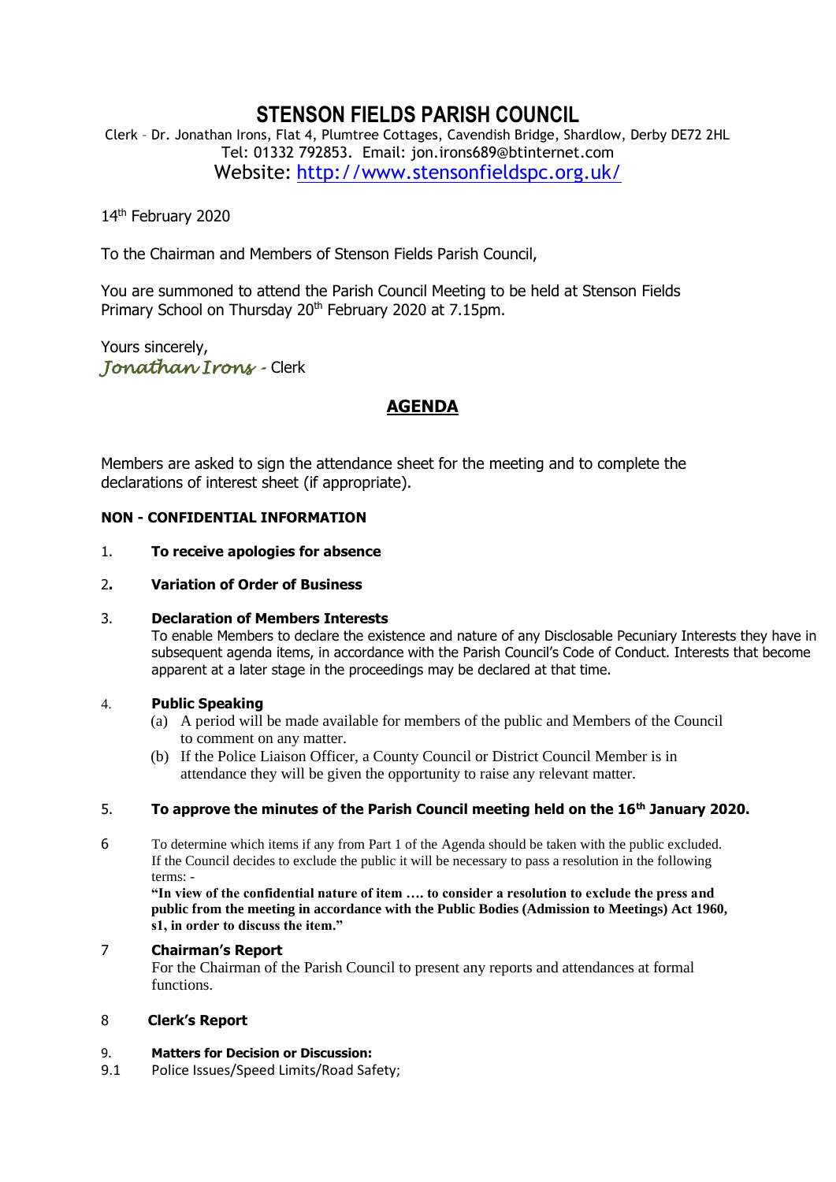# STENSON FIELDS PARISH COUNCIL

Clerk – Dr. Jonathan Irons, Flat 4, Plumtree Cottages, Cavendish Bridge, Shardlow, Derby DE72 2HL
Tel: 01332 792853. Email: jon.irons689@btinternet.com
Website: http://www.stensonfieldspc.org.uk/

14th February 2020

To the Chairman and Members of Stenson Fields Parish Council,

You are summoned to attend the Parish Council Meeting to be held at Stenson Fields Primary School on Thursday 20th February 2020 at 7.15pm.

Yours sincerely,
*Jonathan Irons* - Clerk

## AGENDA

Members are asked to sign the attendance sheet for the meeting and to complete the declarations of interest sheet (if appropriate).

**NON - CONFIDENTIAL INFORMATION**

1. **To receive apologies for absence**

2. **Variation of Order of Business**

3. **Declaration of Members Interests**
   To enable Members to declare the existence and nature of any Disclosable Pecuniary Interests they have in subsequent agenda items, in accordance with the Parish Council's Code of Conduct. Interests that become apparent at a later stage in the proceedings may be declared at that time.

4. **Public Speaking**
   (a) A period will be made available for members of the public and Members of the Council to comment on any matter.
   (b) If the Police Liaison Officer, a County Council or District Council Member is in attendance they will be given the opportunity to raise any relevant matter.

5. **To approve the minutes of the Parish Council meeting held on the 16th January 2020.**

6. To determine which items if any from Part 1 of the Agenda should be taken with the public excluded. If the Council decides to exclude the public it will be necessary to pass a resolution in the following terms: -
   **"In view of the confidential nature of item …. to consider a resolution to exclude the press and public from the meeting in accordance with the Public Bodies (Admission to Meetings) Act 1960, s1, in order to discuss the item."**

7. **Chairman's Report**
   For the Chairman of the Parish Council to present any reports and attendances at formal functions.

8. **Clerk's Report**

9. **Matters for Decision or Discussion:**

9.1 Police Issues/Speed Limits/Road Safety;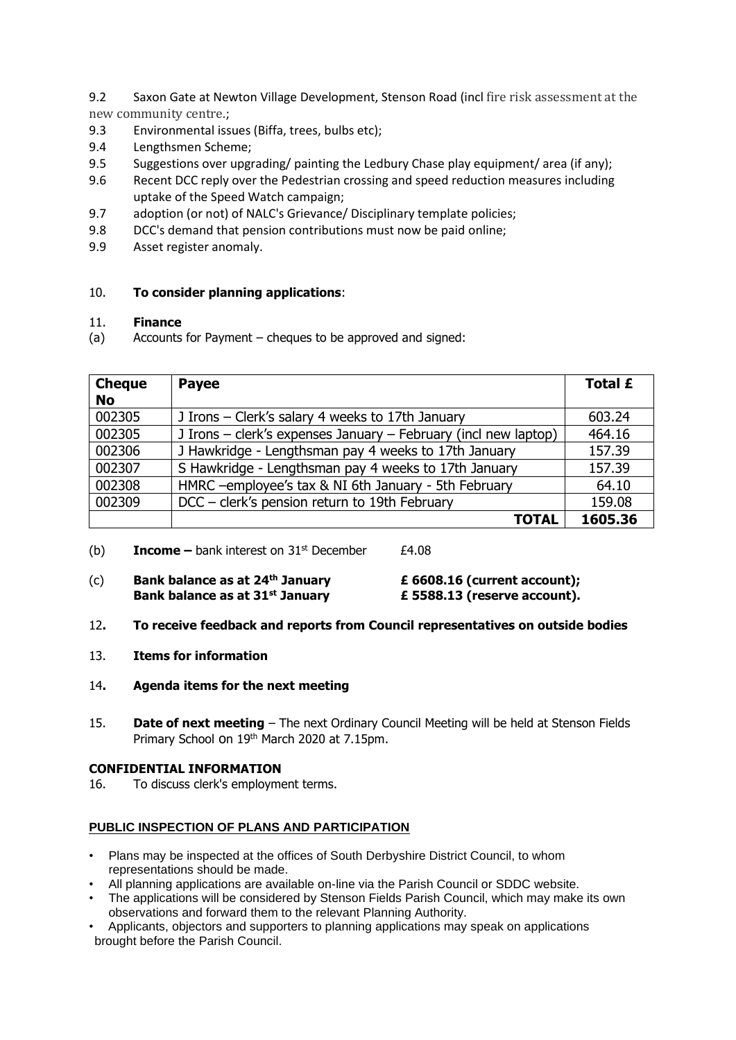9.2 Saxon Gate at Newton Village Development, Stenson Road (incl fire risk assessment at the new community centre.;

9.3 Environmental issues (Biffa, trees, bulbs etc);

9.4 Lengthsmen Scheme;

9.5 Suggestions over upgrading/ painting the Ledbury Chase play equipment/ area (if any);

9.6 Recent DCC reply over the Pedestrian crossing and speed reduction measures including uptake of the Speed Watch campaign;

9.7 adoption (or not) of NALC's Grievance/ Disciplinary template policies;

9.8 DCC's demand that pension contributions must now be paid online;

9.9 Asset register anomaly.

10. **To consider planning applications**:

11. **Finance**

(a) Accounts for Payment – cheques to be approved and signed:

| **Cheque No** | **Payee** | **Total £** |
|---|---|---|
| 002305 | J Irons – Clerk's salary 4 weeks to 17th January | 603.24 |
| 002305 | J Irons – clerk's expenses January – February (incl new laptop) | 464.16 |
| 002306 | J Hawkridge - Lengthsman pay 4 weeks to 17th January | 157.39 |
| 002307 | S Hawkridge - Lengthsman pay 4 weeks to 17th January | 157.39 |
| 002308 | HMRC –employee's tax & NI 6th January - 5th February | 64.10 |
| 002309 | DCC – clerk's pension return to 19th February | 159.08 |
| | **TOTAL** | **1605.36** |

(b) **Income –** bank interest on 31st December £4.08

(c) **Bank balance as at 24th January £ 6608.16 (current account);**
**Bank balance as at 31st January £ 5588.13 (reserve account).**

12**. To receive feedback and reports from Council representatives on outside bodies**

13. **Items for information**

14**. Agenda items for the next meeting**

15. **Date of next meeting** – The next Ordinary Council Meeting will be held at Stenson Fields Primary School on 19th March 2020 at 7.15pm.

**CONFIDENTIAL INFORMATION**

16. To discuss clerk's employment terms.

**PUBLIC INSPECTION OF PLANS AND PARTICIPATION**

- Plans may be inspected at the offices of South Derbyshire District Council, to whom representations should be made.
- All planning applications are available on-line via the Parish Council or SDDC website.
- The applications will be considered by Stenson Fields Parish Council, which may make its own observations and forward them to the relevant Planning Authority.
- Applicants, objectors and supporters to planning applications may speak on applications brought before the Parish Council.